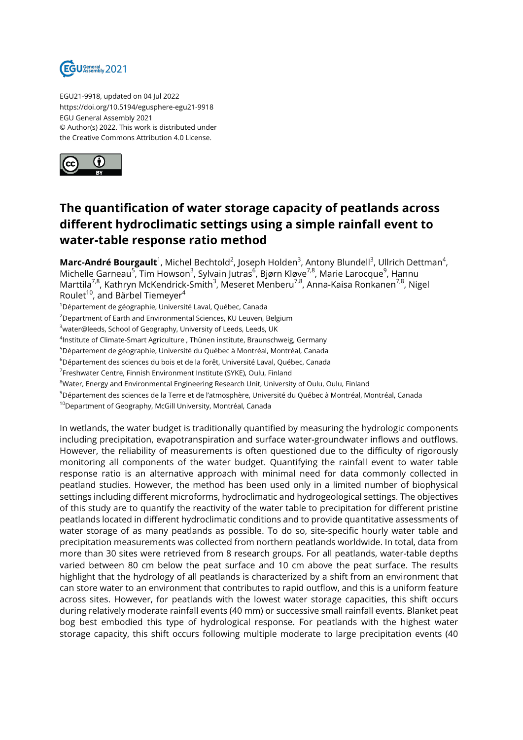EGU21-9918, updated on 04 Jul 2022
https://doi.org/10.5194/egusphere-egu21-9918
EGU General Assembly 2021
© Author(s) 2022. This work is distributed under
the Creative Commons Attribution 4.0 License.

# The quantification of water storage capacity of peatlands across different hydroclimatic settings using a simple rainfall event to water-table response ratio method

**Marc-André Bourgault**[1], Michel Bechtold[2], Joseph Holden[3], Antony Blundell[3], Ullrich Dettman[4], Michelle Garneau[5], Tim Howson[3], Sylvain Jutras[6], Bjørn Kløve[7,8], Marie Larocque[9], Hannu Marttila[7,8], Kathryn McKendrick-Smith[3], Meseret Menberu[7,8], Anna-Kaisa Ronkanen[7,8], Nigel Roulet[10], and Bärbel Tiemeyer[4]

[1]Département de géographie, Université Laval, Québec, Canada
[2]Department of Earth and Environmental Sciences, KU Leuven, Belgium
[3]water@leeds, School of Geography, University of Leeds, Leeds, UK
[4]Institute of Climate-Smart Agriculture , Thünen institute, Braunschweig, Germany
[5]Département de géographie, Université du Québec à Montréal, Montréal, Canada
[6]Département des sciences du bois et de la forêt, Université Laval, Québec, Canada
[7]Freshwater Centre, Finnish Environment Institute (SYKE), Oulu, Finland
[8]Water, Energy and Environmental Engineering Research Unit, University of Oulu, Oulu, Finland
[9]Département des sciences de la Terre et de l'atmosphère, Université du Québec à Montréal, Montréal, Canada
[10]Department of Geography, McGill University, Montréal, Canada

In wetlands, the water budget is traditionally quantified by measuring the hydrologic components including precipitation, evapotranspiration and surface water-groundwater inflows and outflows. However, the reliability of measurements is often questioned due to the difficulty of rigorously monitoring all components of the water budget. Quantifying the rainfall event to water table response ratio is an alternative approach with minimal need for data commonly collected in peatland studies. However, the method has been used only in a limited number of biophysical settings including different microforms, hydroclimatic and hydrogeological settings. The objectives of this study are to quantify the reactivity of the water table to precipitation for different pristine peatlands located in different hydroclimatic conditions and to provide quantitative assessments of water storage of as many peatlands as possible. To do so, site-specific hourly water table and precipitation measurements was collected from northern peatlands worldwide. In total, data from more than 30 sites were retrieved from 8 research groups. For all peatlands, water-table depths varied between 80 cm below the peat surface and 10 cm above the peat surface. The results highlight that the hydrology of all peatlands is characterized by a shift from an environment that can store water to an environment that contributes to rapid outflow, and this is a uniform feature across sites. However, for peatlands with the lowest water storage capacities, this shift occurs during relatively moderate rainfall events (40 mm) or successive small rainfall events. Blanket peat bog best embodied this type of hydrological response. For peatlands with the highest water storage capacity, this shift occurs following multiple moderate to large precipitation events (40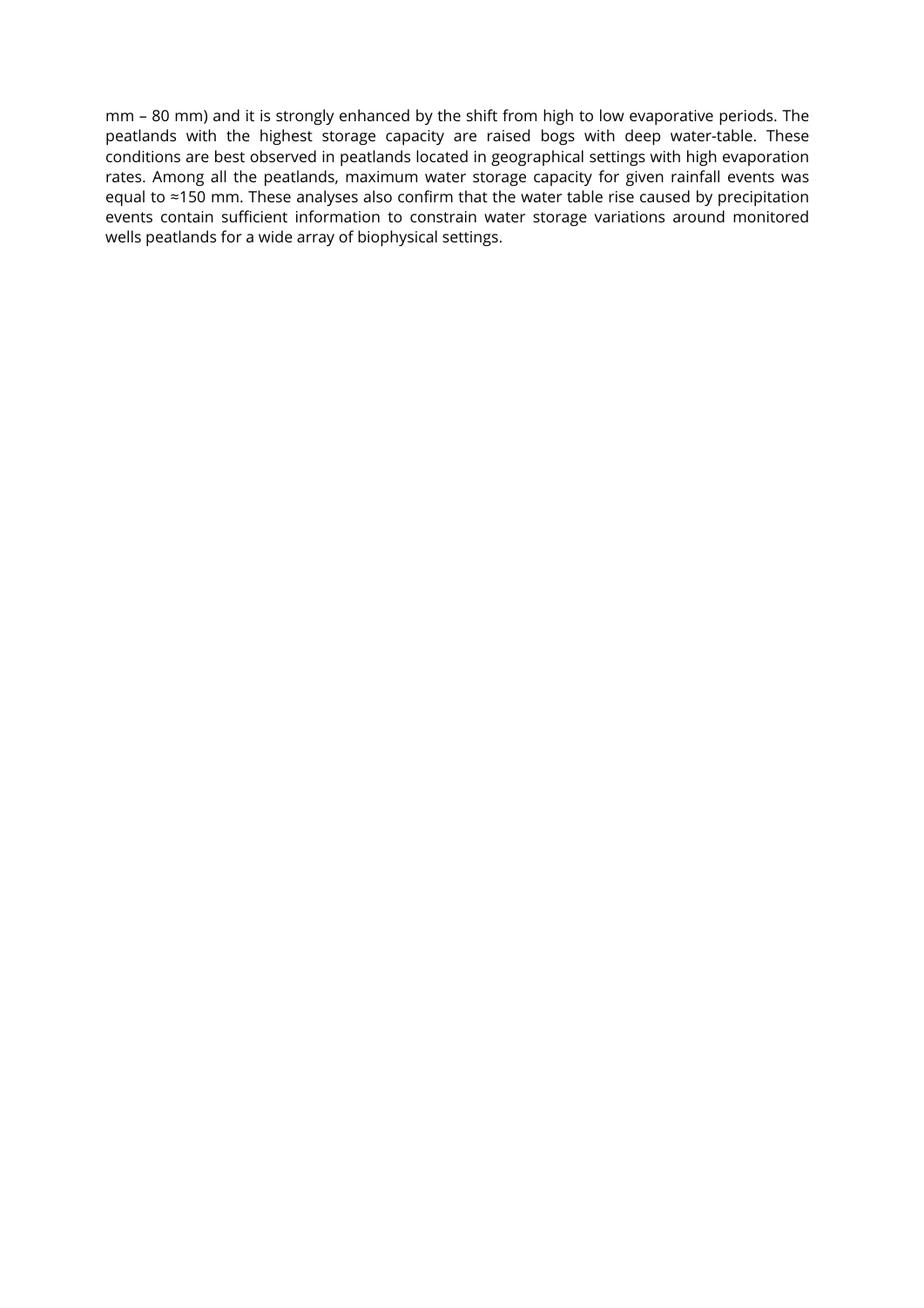mm – 80 mm) and it is strongly enhanced by the shift from high to low evaporative periods. The peatlands with the highest storage capacity are raised bogs with deep water-table. These conditions are best observed in peatlands located in geographical settings with high evaporation rates. Among all the peatlands, maximum water storage capacity for given rainfall events was equal to ≈150 mm. These analyses also confirm that the water table rise caused by precipitation events contain sufficient information to constrain water storage variations around monitored wells peatlands for a wide array of biophysical settings.